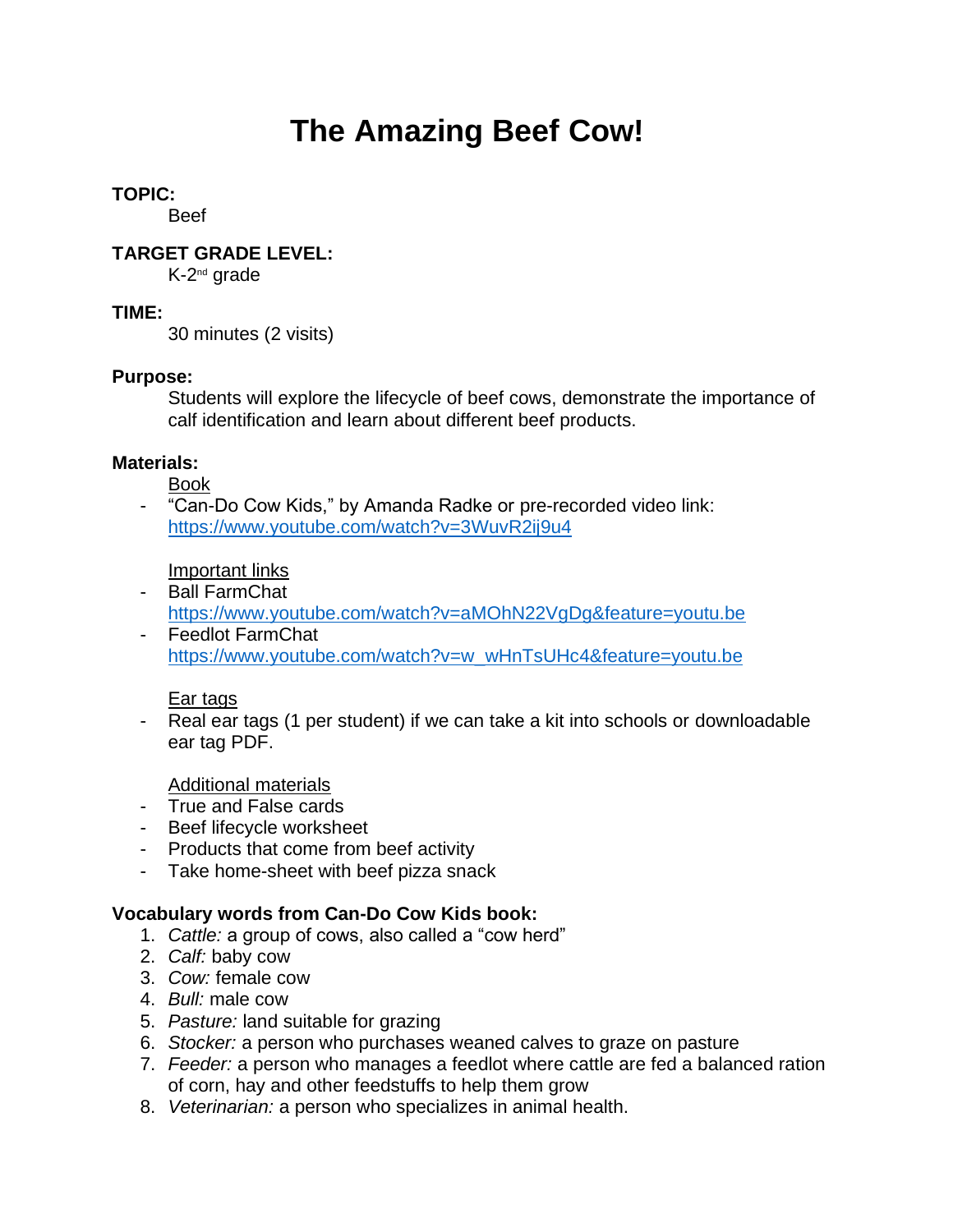# The Amazing Beef Cow!

**TOPIC:**

Beef

**TARGET GRADE LEVEL:**

K-2nd grade

**TIME:**

30 minutes (2 visits)

**Purpose:**

Students will explore the lifecycle of beef cows, demonstrate the importance of calf identification and learn about different beef products.

**Materials:**

Book

- "Can-Do Cow Kids," by Amanda Radke or pre-recorded video link: https://www.youtube.com/watch?v=3WuvR2ij9u4

Important links

- Ball FarmChat https://www.youtube.com/watch?v=aMOhN22VgDg&feature=youtu.be
- Feedlot FarmChat https://www.youtube.com/watch?v=w_wHnTsUHc4&feature=youtu.be

Ear tags

- Real ear tags (1 per student) if we can take a kit into schools or downloadable ear tag PDF.

Additional materials

- True and False cards
- Beef lifecycle worksheet
- Products that come from beef activity
- Take home-sheet with beef pizza snack

**Vocabulary words from Can-Do Cow Kids book:**

1. *Cattle:* a group of cows, also called a "cow herd"
2. *Calf:* baby cow
3. *Cow:* female cow
4. *Bull:* male cow
5. *Pasture:* land suitable for grazing
6. *Stocker:* a person who purchases weaned calves to graze on pasture
7. *Feeder:* a person who manages a feedlot where cattle are fed a balanced ration of corn, hay and other feedstuffs to help them grow
8. *Veterinarian:* a person who specializes in animal health.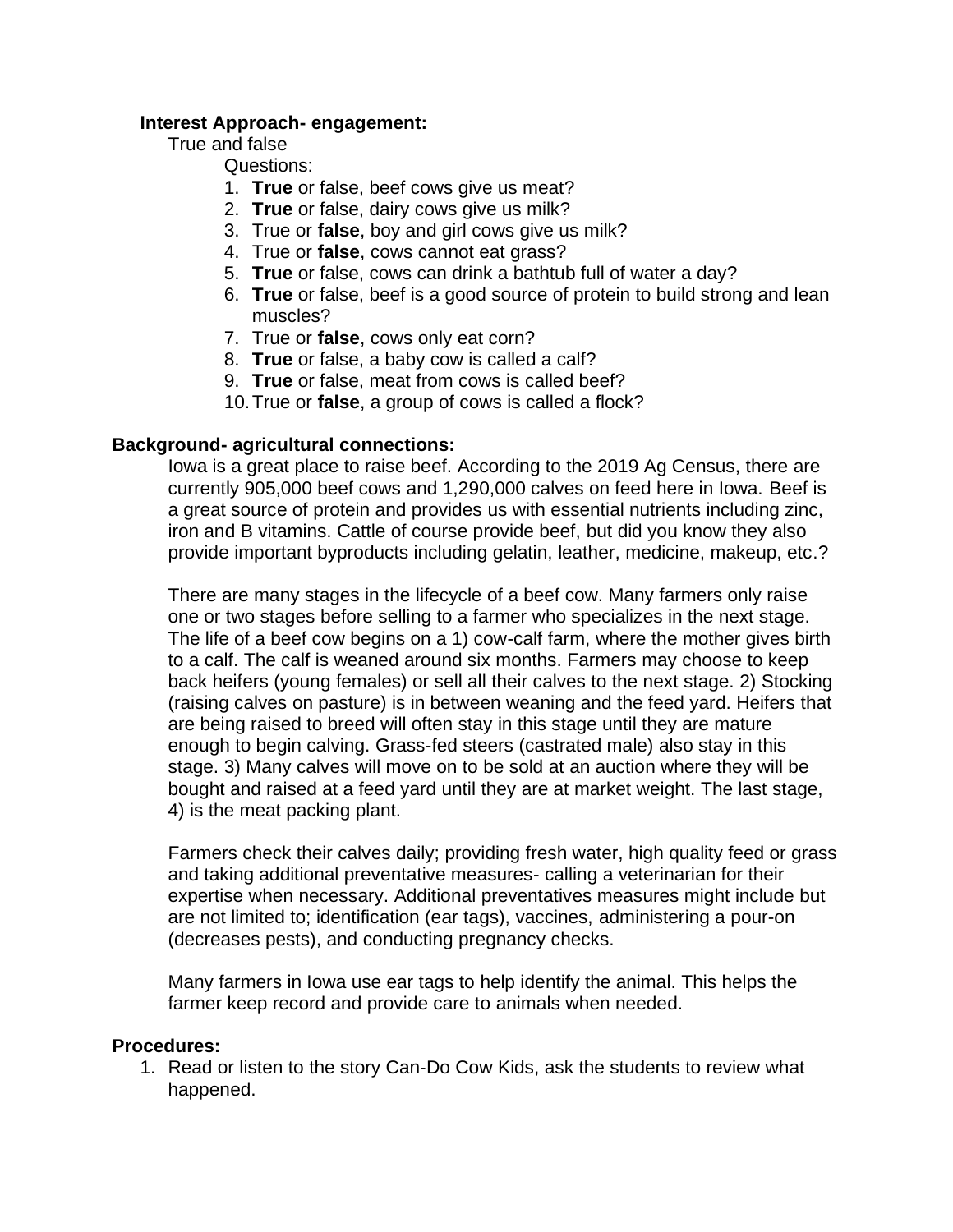**Interest Approach- engagement:**

True and false

Questions:

1. **True** or false, beef cows give us meat?
2. **True** or false, dairy cows give us milk?
3. True or **false**, boy and girl cows give us milk?
4. True or **false**, cows cannot eat grass?
5. **True** or false, cows can drink a bathtub full of water a day?
6. **True** or false, beef is a good source of protein to build strong and lean muscles?
7. True or **false**, cows only eat corn?
8. **True** or false, a baby cow is called a calf?
9. **True** or false, meat from cows is called beef?
10. True or **false**, a group of cows is called a flock?

**Background- agricultural connections:**

Iowa is a great place to raise beef. According to the 2019 Ag Census, there are currently 905,000 beef cows and 1,290,000 calves on feed here in Iowa. Beef is a great source of protein and provides us with essential nutrients including zinc, iron and B vitamins. Cattle of course provide beef, but did you know they also provide important byproducts including gelatin, leather, medicine, makeup, etc.?

There are many stages in the lifecycle of a beef cow. Many farmers only raise one or two stages before selling to a farmer who specializes in the next stage. The life of a beef cow begins on a 1) cow-calf farm, where the mother gives birth to a calf. The calf is weaned around six months. Farmers may choose to keep back heifers (young females) or sell all their calves to the next stage. 2) Stocking (raising calves on pasture) is in between weaning and the feed yard. Heifers that are being raised to breed will often stay in this stage until they are mature enough to begin calving. Grass-fed steers (castrated male) also stay in this stage. 3) Many calves will move on to be sold at an auction where they will be bought and raised at a feed yard until they are at market weight. The last stage, 4) is the meat packing plant.

Farmers check their calves daily; providing fresh water, high quality feed or grass and taking additional preventative measures- calling a veterinarian for their expertise when necessary. Additional preventatives measures might include but are not limited to; identification (ear tags), vaccines, administering a pour-on (decreases pests), and conducting pregnancy checks.

Many farmers in Iowa use ear tags to help identify the animal. This helps the farmer keep record and provide care to animals when needed.

**Procedures:**

1. Read or listen to the story Can-Do Cow Kids, ask the students to review what happened.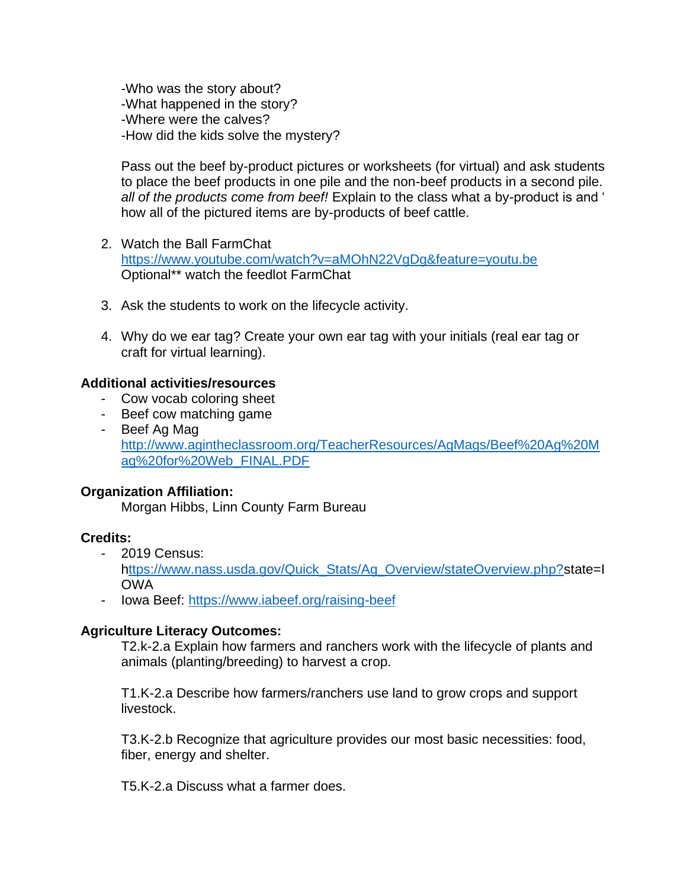-Who was the story about?
-What happened in the story?
-Where were the calves?
-How did the kids solve the mystery?

Pass out the beef by-product pictures or worksheets (for virtual) and ask students to place the beef products in one pile and the non-beef products in a second pile. *all of the products come from beef!* Explain to the class what a by-product is and ' how all of the pictured items are by-products of beef cattle.

2. Watch the Ball FarmChat https://www.youtube.com/watch?v=aMOhN22VgDg&feature=youtu.be
   Optional** watch the feedlot FarmChat

3. Ask the students to work on the lifecycle activity.

4. Why do we ear tag? Create your own ear tag with your initials (real ear tag or craft for virtual learning).

**Additional activities/resources**

- Cow vocab coloring sheet
- Beef cow matching game
- Beef Ag Mag http://www.agintheclassroom.org/TeacherResources/AgMags/Beef%20Ag%20Mag%20for%20Web_FINAL.PDF

**Organization Affiliation:**

Morgan Hibbs, Linn County Farm Bureau

**Credits:**

- 2019 Census: https://www.nass.usda.gov/Quick_Stats/Ag_Overview/stateOverview.php?state=IOWA
- Iowa Beef: https://www.iabeef.org/raising-beef

**Agriculture Literacy Outcomes:**

T2.k-2.a Explain how farmers and ranchers work with the lifecycle of plants and animals (planting/breeding) to harvest a crop.

T1.K-2.a Describe how farmers/ranchers use land to grow crops and support livestock.

T3.K-2.b Recognize that agriculture provides our most basic necessities: food, fiber, energy and shelter.

T5.K-2.a Discuss what a farmer does.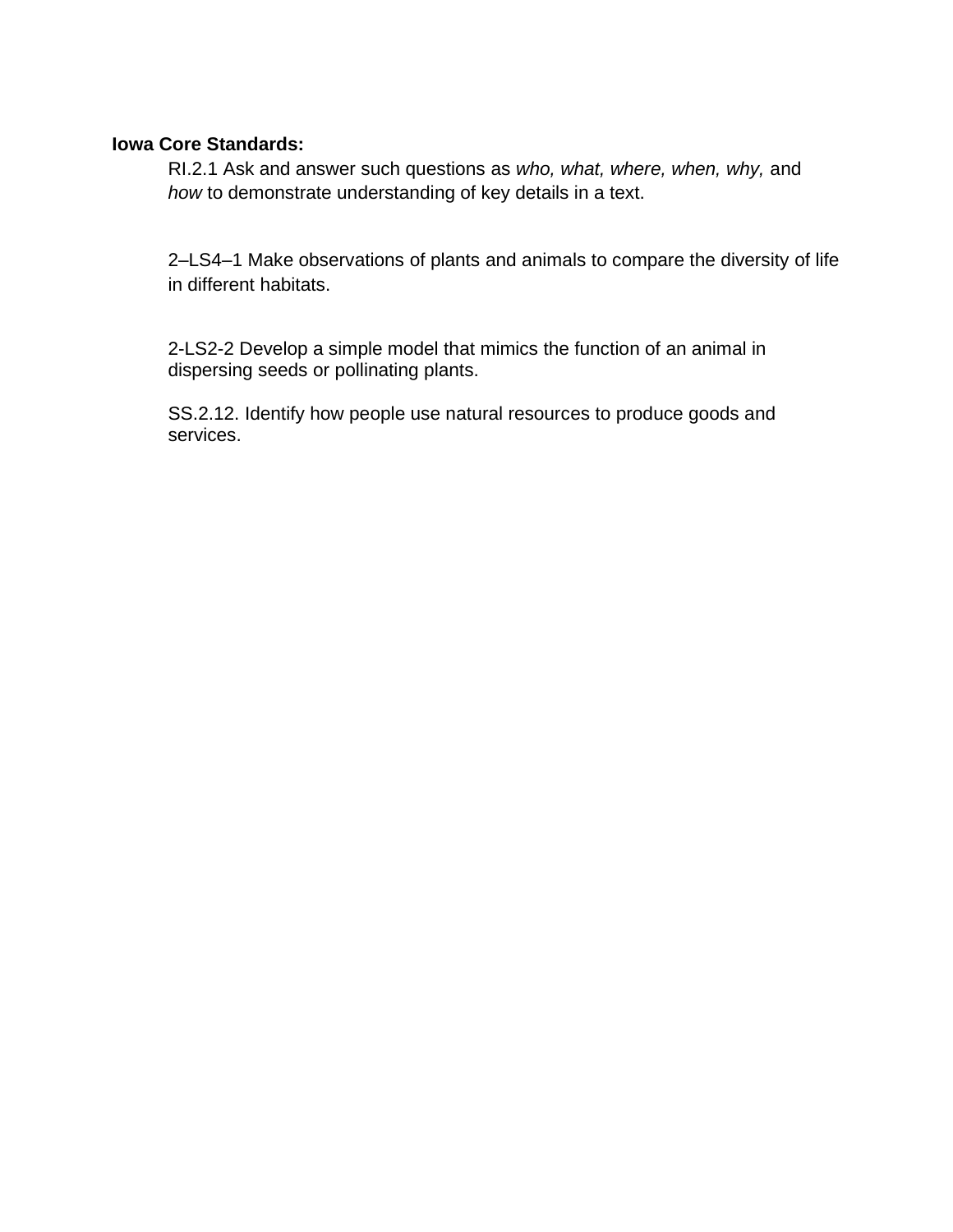**Iowa Core Standards:**

RI.2.1 Ask and answer such questions as *who, what, where, when, why,* and *how* to demonstrate understanding of key details in a text.

2–LS4–1 Make observations of plants and animals to compare the diversity of life in different habitats.

2-LS2-2 Develop a simple model that mimics the function of an animal in dispersing seeds or pollinating plants.

SS.2.12. Identify how people use natural resources to produce goods and services.